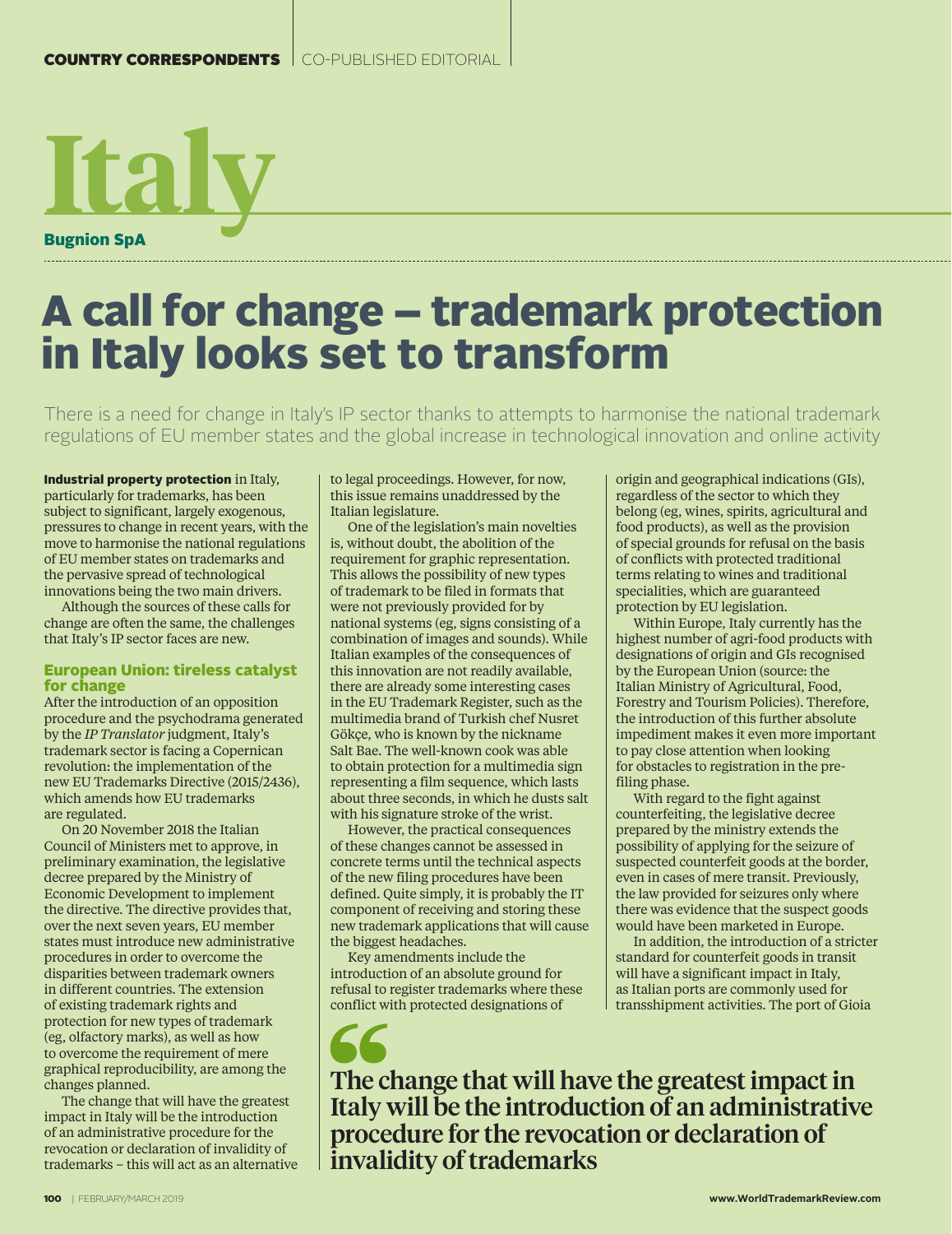COUNTRY CORRESPONDENTS | CO-PUBLISHED EDITORIAL

# Italy

**Bugnion SpA**

# A call for change – trademark protection in Italy looks set to transform

There is a need for change in Italy's IP sector thanks to attempts to harmonise the national trademark regulations of EU member states and the global increase in technological innovation and online activity

**Industrial property protection** in Italy, particularly for trademarks, has been subject to significant, largely exogenous, pressures to change in recent years, with the move to harmonise the national regulations of EU member states on trademarks and the pervasive spread of technological innovations being the two main drivers.

Although the sources of these calls for change are often the same, the challenges that Italy's IP sector faces are new.

## European Union: tireless catalyst for change

After the introduction of an opposition procedure and the psychodrama generated by the *IP Translator* judgment, Italy's trademark sector is facing a Copernican revolution: the implementation of the new EU Trademarks Directive (2015/2436), which amends how EU trademarks are regulated.

On 20 November 2018 the Italian Council of Ministers met to approve, in preliminary examination, the legislative decree prepared by the Ministry of Economic Development to implement the directive. The directive provides that, over the next seven years, EU member states must introduce new administrative procedures in order to overcome the disparities between trademark owners in different countries. The extension of existing trademark rights and protection for new types of trademark (eg, olfactory marks), as well as how to overcome the requirement of mere graphical reproducibility, are among the changes planned.

The change that will have the greatest impact in Italy will be the introduction of an administrative procedure for the revocation or declaration of invalidity of trademarks – this will act as an alternative to legal proceedings. However, for now, this issue remains unaddressed by the Italian legislature.

One of the legislation's main novelties is, without doubt, the abolition of the requirement for graphic representation. This allows the possibility of new types of trademark to be filed in formats that were not previously provided for by national systems (eg, signs consisting of a combination of images and sounds). While Italian examples of the consequences of this innovation are not readily available, there are already some interesting cases in the EU Trademark Register, such as the multimedia brand of Turkish chef Nusret Gökçe, who is known by the nickname Salt Bae. The well-known cook was able to obtain protection for a multimedia sign representing a film sequence, which lasts about three seconds, in which he dusts salt with his signature stroke of the wrist.

However, the practical consequences of these changes cannot be assessed in concrete terms until the technical aspects of the new filing procedures have been defined. Quite simply, it is probably the IT component of receiving and storing these new trademark applications that will cause the biggest headaches.

Key amendments include the introduction of an absolute ground for refusal to register trademarks where these conflict with protected designations of origin and geographical indications (GIs), regardless of the sector to which they belong (eg, wines, spirits, agricultural and food products), as well as the provision of special grounds for refusal on the basis of conflicts with protected traditional terms relating to wines and traditional specialities, which are guaranteed protection by EU legislation.

Within Europe, Italy currently has the highest number of agri-food products with designations of origin and GIs recognised by the European Union (source: the Italian Ministry of Agricultural, Food, Forestry and Tourism Policies). Therefore, the introduction of this further absolute impediment makes it even more important to pay close attention when looking for obstacles to registration in the pre-filing phase.

With regard to the fight against counterfeiting, the legislative decree prepared by the ministry extends the possibility of applying for the seizure of suspected counterfeit goods at the border, even in cases of mere transit. Previously, the law provided for seizures only where there was evidence that the suspect goods would have been marketed in Europe.

In addition, the introduction of a stricter standard for counterfeit goods in transit will have a significant impact in Italy, as Italian ports are commonly used for transshipment activities. The port of Gioia

> **"The change that will have the greatest impact in Italy will be the introduction of an administrative procedure for the revocation or declaration of invalidity of trademarks**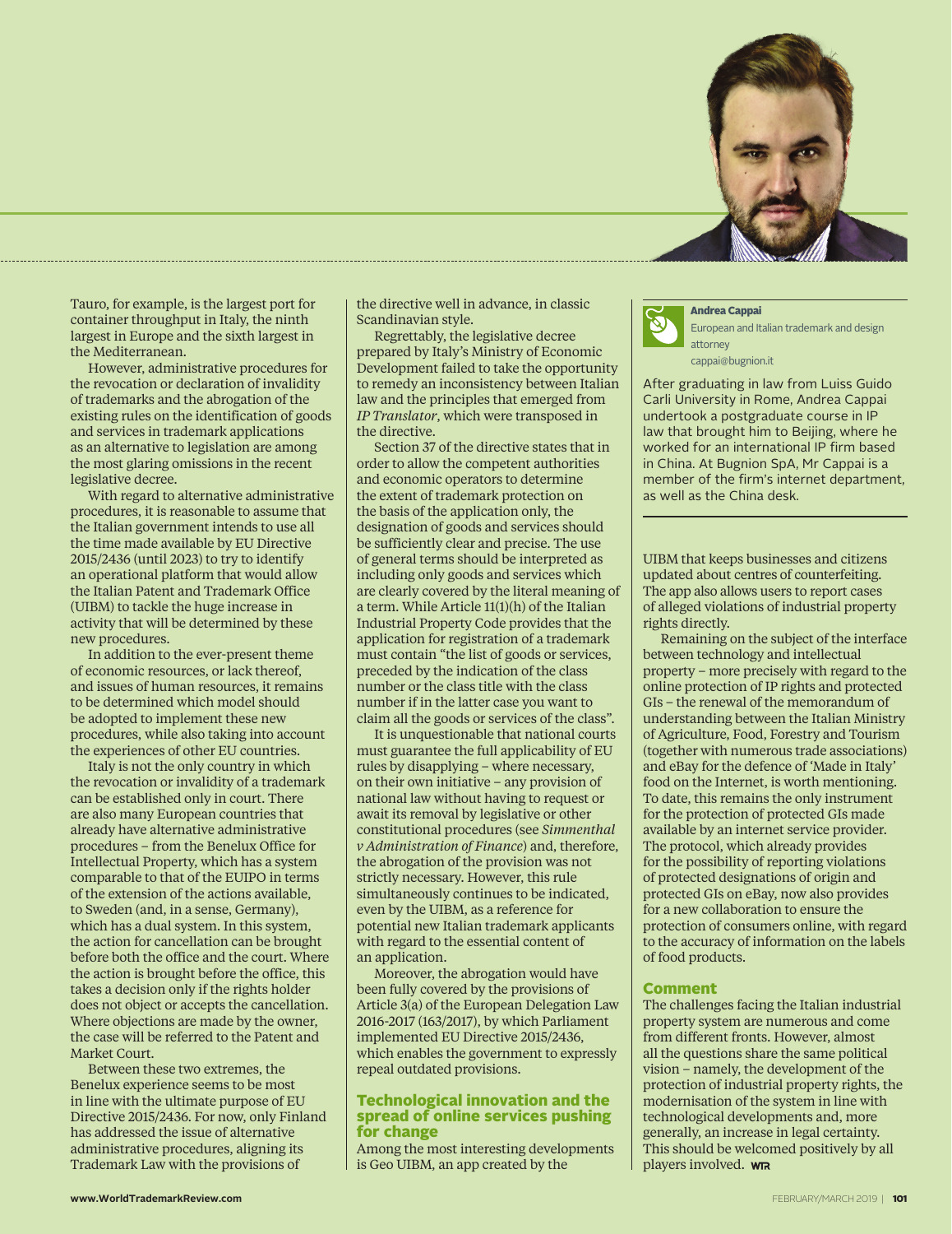Tauro, for example, is the largest port for container throughput in Italy, the ninth largest in Europe and the sixth largest in the Mediterranean.

However, administrative procedures for the revocation or declaration of invalidity of trademarks and the abrogation of the existing rules on the identification of goods and services in trademark applications as an alternative to legislation are among the most glaring omissions in the recent legislative decree.

With regard to alternative administrative procedures, it is reasonable to assume that the Italian government intends to use all the time made available by EU Directive 2015/2436 (until 2023) to try to identify an operational platform that would allow the Italian Patent and Trademark Office (UIBM) to tackle the huge increase in activity that will be determined by these new procedures.

In addition to the ever-present theme of economic resources, or lack thereof, and issues of human resources, it remains to be determined which model should be adopted to implement these new procedures, while also taking into account the experiences of other EU countries.

Italy is not the only country in which the revocation or invalidity of a trademark can be established only in court. There are also many European countries that already have alternative administrative procedures – from the Benelux Office for Intellectual Property, which has a system comparable to that of the EUIPO in terms of the extension of the actions available, to Sweden (and, in a sense, Germany), which has a dual system. In this system, the action for cancellation can be brought before both the office and the court. Where the action is brought before the office, this takes a decision only if the rights holder does not object or accepts the cancellation. Where objections are made by the owner, the case will be referred to the Patent and Market Court.

Between these two extremes, the Benelux experience seems to be most in line with the ultimate purpose of EU Directive 2015/2436. For now, only Finland has addressed the issue of alternative administrative procedures, aligning its Trademark Law with the provisions of the directive well in advance, in classic Scandinavian style.

Regrettably, the legislative decree prepared by Italy's Ministry of Economic Development failed to take the opportunity to remedy an inconsistency between Italian law and the principles that emerged from *IP Translator*, which were transposed in the directive.

Section 37 of the directive states that in order to allow the competent authorities and economic operators to determine the extent of trademark protection on the basis of the application only, the designation of goods and services should be sufficiently clear and precise. The use of general terms should be interpreted as including only goods and services which are clearly covered by the literal meaning of a term. While Article 11(1)(h) of the Italian Industrial Property Code provides that the application for registration of a trademark must contain "the list of goods or services, preceded by the indication of the class number or the class title with the class number if in the latter case you want to claim all the goods or services of the class".

It is unquestionable that national courts must guarantee the full applicability of EU rules by disapplying – where necessary, on their own initiative – any provision of national law without having to request or await its removal by legislative or other constitutional procedures (see *Simmenthal v Administration of Finance*) and, therefore, the abrogation of the provision was not strictly necessary. However, this rule simultaneously continues to be indicated, even by the UIBM, as a reference for potential new Italian trademark applicants with regard to the essential content of an application.

Moreover, the abrogation would have been fully covered by the provisions of Article 3(a) of the European Delegation Law 2016-2017 (163/2017), by which Parliament implemented EU Directive 2015/2436, which enables the government to expressly repeal outdated provisions.

## Technological innovation and the spread of online services pushing for change

Among the most interesting developments is Geo UIBM, an app created by the UIBM that keeps businesses and citizens updated about centres of counterfeiting. The app also allows users to report cases of alleged violations of industrial property rights directly.

Remaining on the subject of the interface between technology and intellectual property – more precisely with regard to the online protection of IP rights and protected GIs – the renewal of the memorandum of understanding between the Italian Ministry of Agriculture, Food, Forestry and Tourism (together with numerous trade associations) and eBay for the defence of 'Made in Italy' food on the Internet, is worth mentioning. To date, this remains the only instrument for the protection of protected GIs made available by an internet service provider. The protocol, which already provides for the possibility of reporting violations of protected designations of origin and protected GIs on eBay, now also provides for a new collaboration to ensure the protection of consumers online, with regard to the accuracy of information on the labels of food products.

## Comment

The challenges facing the Italian industrial property system are numerous and come from different fronts. However, almost all the questions share the same political vision – namely, the development of the protection of industrial property rights, the modernisation of the system in line with technological developments and, more generally, an increase in legal certainty. This should be welcomed positively by all players involved.

**Andrea Cappai**
European and Italian trademark and design attorney
cappai@bugnion.it

After graduating in law from Luiss Guido Carli University in Rome, Andrea Cappai undertook a postgraduate course in IP law that brought him to Beijing, where he worked for an international IP firm based in China. At Bugnion SpA, Mr Cappai is a member of the firm's internet department, as well as the China desk.